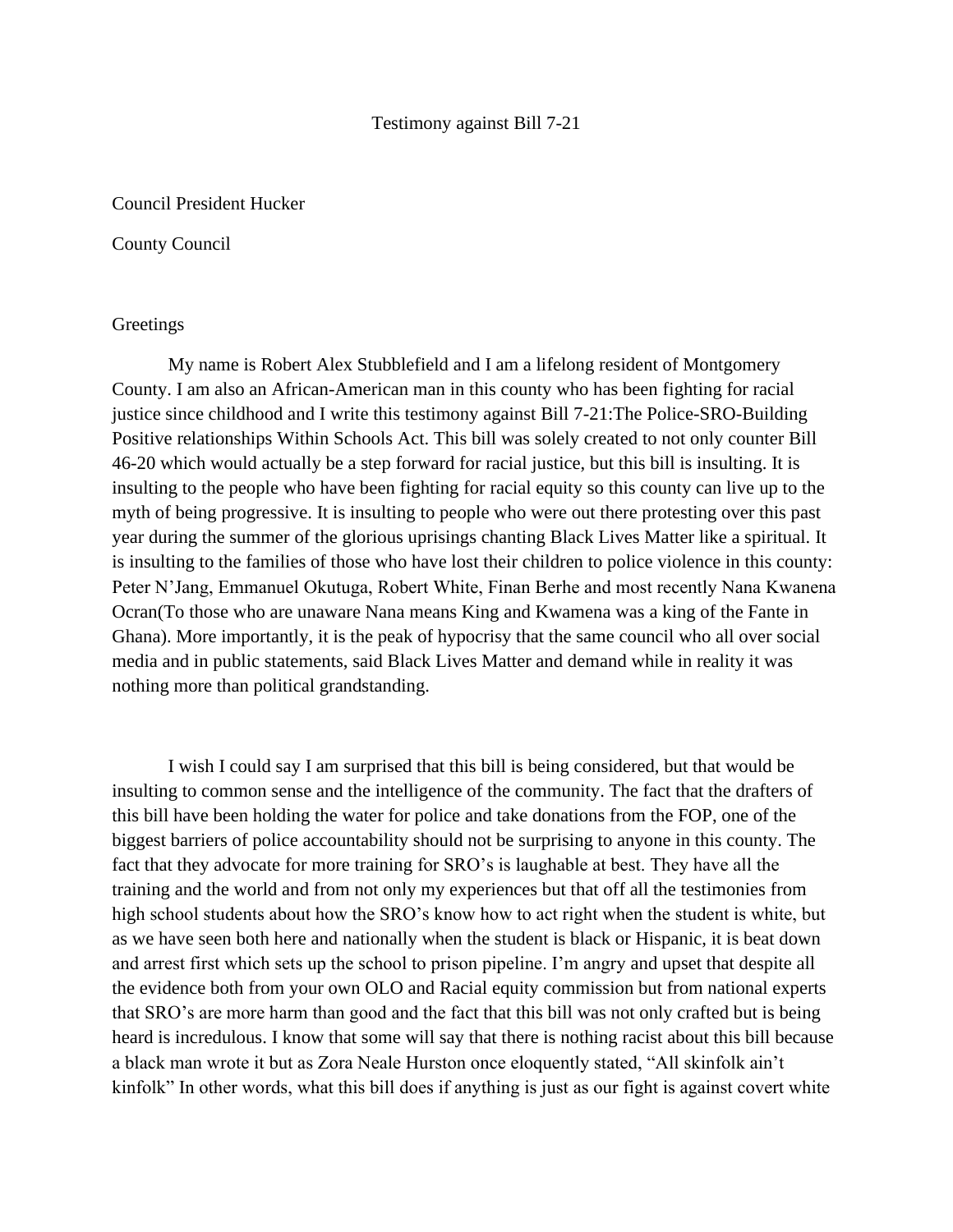Testimony against Bill 7-21

Council President Hucker

County Council

Greetings

My name is Robert Alex Stubblefield and I am a lifelong resident of Montgomery County. I am also an African-American man in this county who has been fighting for racial justice since childhood and I write this testimony against Bill 7-21:The Police-SRO-Building Positive relationships Within Schools Act. This bill was solely created to not only counter Bill 46-20 which would actually be a step forward for racial justice, but this bill is insulting. It is insulting to the people who have been fighting for racial equity so this county can live up to the myth of being progressive. It is insulting to people who were out there protesting over this past year during the summer of the glorious uprisings chanting Black Lives Matter like a spiritual. It is insulting to the families of those who have lost their children to police violence in this county: Peter N'Jang, Emmanuel Okutuga, Robert White, Finan Berhe and most recently Nana Kwanena Ocran(To those who are unaware Nana means King and Kwamena was a king of the Fante in Ghana). More importantly, it is the peak of hypocrisy that the same council who all over social media and in public statements, said Black Lives Matter and demand while in reality it was nothing more than political grandstanding.

I wish I could say I am surprised that this bill is being considered, but that would be insulting to common sense and the intelligence of the community. The fact that the drafters of this bill have been holding the water for police and take donations from the FOP, one of the biggest barriers of police accountability should not be surprising to anyone in this county. The fact that they advocate for more training for SRO's is laughable at best. They have all the training and the world and from not only my experiences but that off all the testimonies from high school students about how the SRO's know how to act right when the student is white, but as we have seen both here and nationally when the student is black or Hispanic, it is beat down and arrest first which sets up the school to prison pipeline. I'm angry and upset that despite all the evidence both from your own OLO and Racial equity commission but from national experts that SRO's are more harm than good and the fact that this bill was not only crafted but is being heard is incredulous. I know that some will say that there is nothing racist about this bill because a black man wrote it but as Zora Neale Hurston once eloquently stated, "All skinfolk ain't kinfolk" In other words, what this bill does if anything is just as our fight is against covert white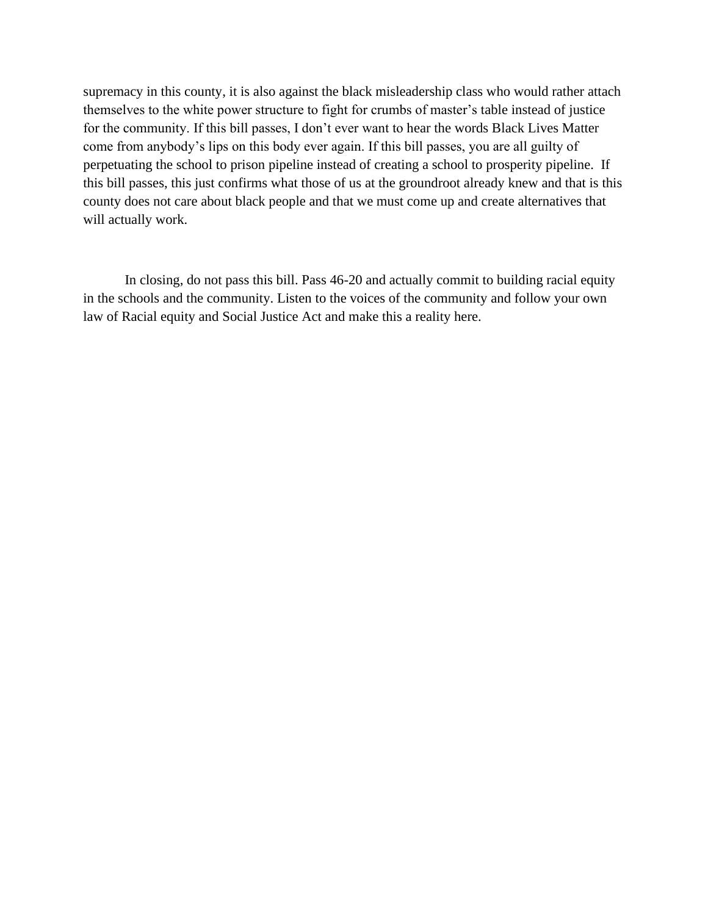supremacy in this county, it is also against the black misleadership class who would rather attach themselves to the white power structure to fight for crumbs of master's table instead of justice for the community. If this bill passes, I don't ever want to hear the words Black Lives Matter come from anybody's lips on this body ever again. If this bill passes, you are all guilty of perpetuating the school to prison pipeline instead of creating a school to prosperity pipeline. If this bill passes, this just confirms what those of us at the groundroot already knew and that is this county does not care about black people and that we must come up and create alternatives that will actually work.

In closing, do not pass this bill. Pass 46-20 and actually commit to building racial equity in the schools and the community. Listen to the voices of the community and follow your own law of Racial equity and Social Justice Act and make this a reality here.